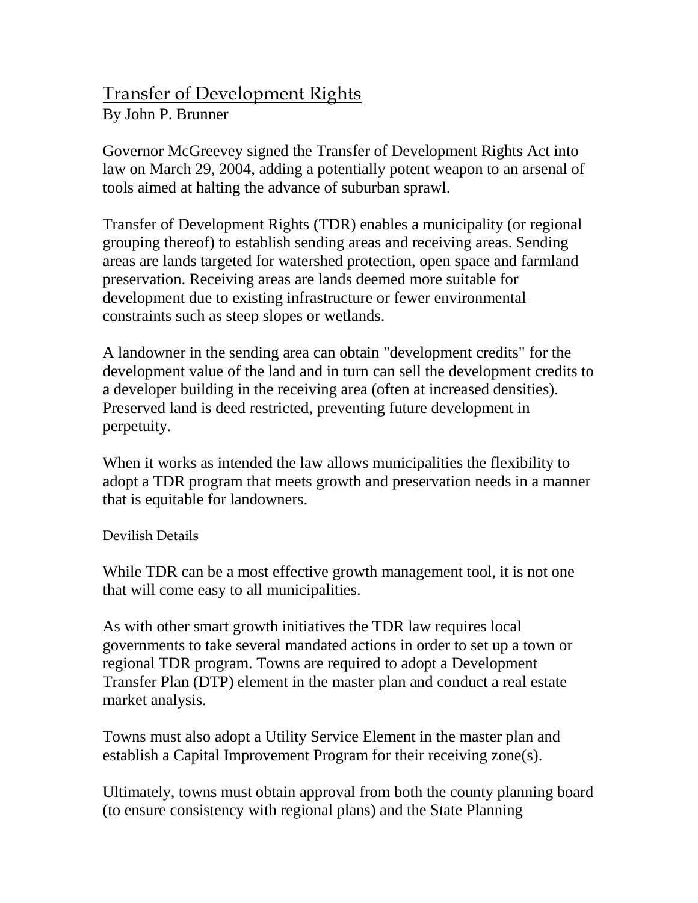# Transfer of Development Rights

By John P. Brunner

Governor McGreevey signed the Transfer of Development Rights Act into law on March 29, 2004, adding a potentially potent weapon to an arsenal of tools aimed at halting the advance of suburban sprawl.

Transfer of Development Rights (TDR) enables a municipality (or regional grouping thereof) to establish sending areas and receiving areas. Sending areas are lands targeted for watershed protection, open space and farmland preservation. Receiving areas are lands deemed more suitable for development due to existing infrastructure or fewer environmental constraints such as steep slopes or wetlands.

A landowner in the sending area can obtain "development credits" for the development value of the land and in turn can sell the development credits to a developer building in the receiving area (often at increased densities). Preserved land is deed restricted, preventing future development in perpetuity.

When it works as intended the law allows municipalities the flexibility to adopt a TDR program that meets growth and preservation needs in a manner that is equitable for landowners.

## Devilish Details

While TDR can be a most effective growth management tool, it is not one that will come easy to all municipalities.

As with other smart growth initiatives the TDR law requires local governments to take several mandated actions in order to set up a town or regional TDR program. Towns are required to adopt a Development Transfer Plan (DTP) element in the master plan and conduct a real estate market analysis.

Towns must also adopt a Utility Service Element in the master plan and establish a Capital Improvement Program for their receiving zone(s).

Ultimately, towns must obtain approval from both the county planning board (to ensure consistency with regional plans) and the State Planning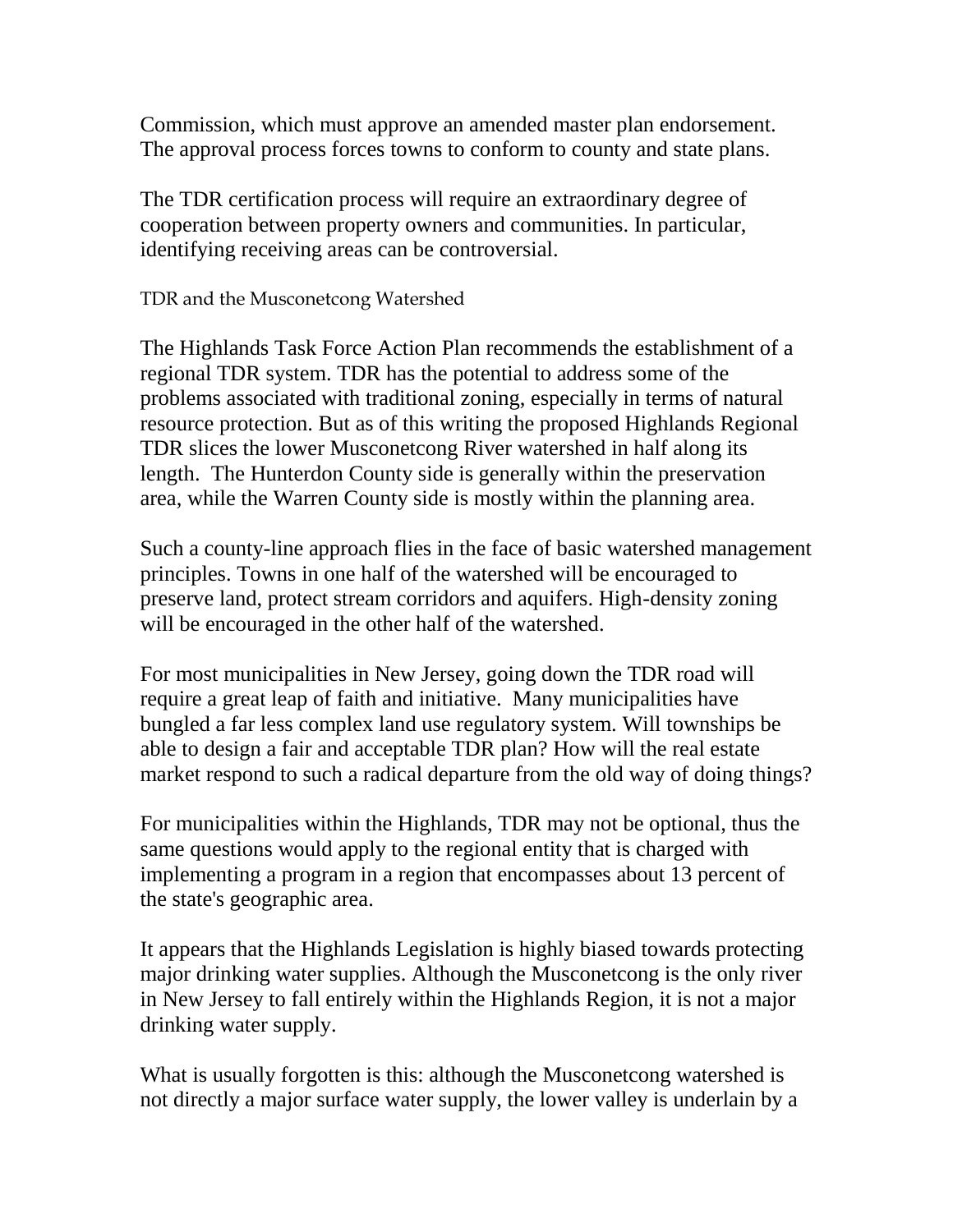Commission, which must approve an amended master plan endorsement. The approval process forces towns to conform to county and state plans.

The TDR certification process will require an extraordinary degree of cooperation between property owners and communities. In particular, identifying receiving areas can be controversial.

### TDR and the Musconetcong Watershed

The Highlands Task Force Action Plan recommends the establishment of a regional TDR system. TDR has the potential to address some of the problems associated with traditional zoning, especially in terms of natural resource protection. But as of this writing the proposed Highlands Regional TDR slices the lower Musconetcong River watershed in half along its length. The Hunterdon County side is generally within the preservation area, while the Warren County side is mostly within the planning area.

Such a county-line approach flies in the face of basic watershed management principles. Towns in one half of the watershed will be encouraged to preserve land, protect stream corridors and aquifers. High-density zoning will be encouraged in the other half of the watershed.

For most municipalities in New Jersey, going down the TDR road will require a great leap of faith and initiative. Many municipalities have bungled a far less complex land use regulatory system. Will townships be able to design a fair and acceptable TDR plan? How will the real estate market respond to such a radical departure from the old way of doing things?

For municipalities within the Highlands, TDR may not be optional, thus the same questions would apply to the regional entity that is charged with implementing a program in a region that encompasses about 13 percent of the state's geographic area.

It appears that the Highlands Legislation is highly biased towards protecting major drinking water supplies. Although the Musconetcong is the only river in New Jersey to fall entirely within the Highlands Region, it is not a major drinking water supply.

What is usually forgotten is this: although the Musconetcong watershed is not directly a major surface water supply, the lower valley is underlain by a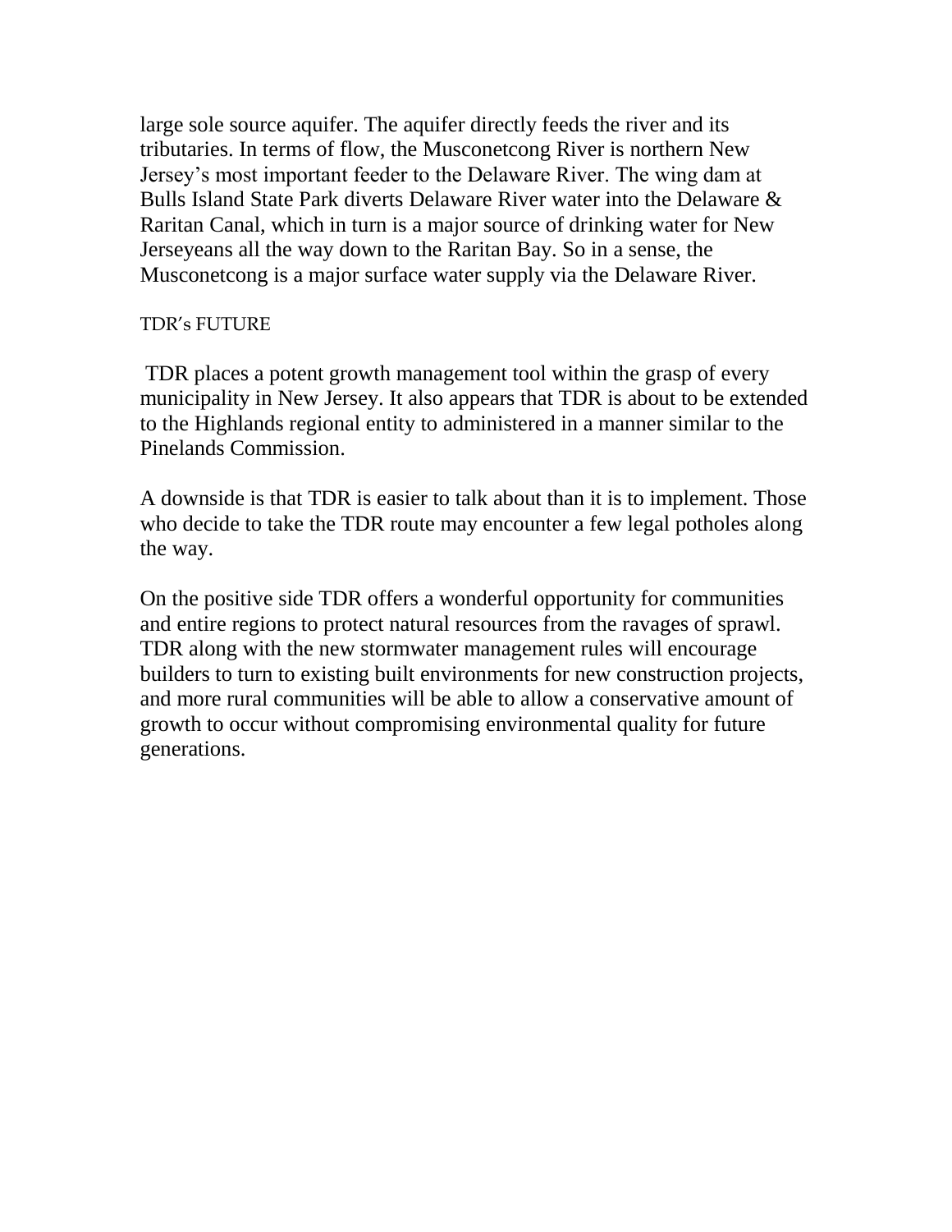large sole source aquifer. The aquifer directly feeds the river and its tributaries. In terms of flow, the Musconetcong River is northern New Jersey's most important feeder to the Delaware River. The wing dam at Bulls Island State Park diverts Delaware River water into the Delaware & Raritan Canal, which in turn is a major source of drinking water for New Jerseyeans all the way down to the Raritan Bay. So in a sense, the Musconetcong is a major surface water supply via the Delaware River.

## TDR's FUTURE

TDR places a potent growth management tool within the grasp of every municipality in New Jersey. It also appears that TDR is about to be extended to the Highlands regional entity to administered in a manner similar to the Pinelands Commission.

A downside is that TDR is easier to talk about than it is to implement. Those who decide to take the TDR route may encounter a few legal potholes along the way.

On the positive side TDR offers a wonderful opportunity for communities and entire regions to protect natural resources from the ravages of sprawl. TDR along with the new stormwater management rules will encourage builders to turn to existing built environments for new construction projects, and more rural communities will be able to allow a conservative amount of growth to occur without compromising environmental quality for future generations.